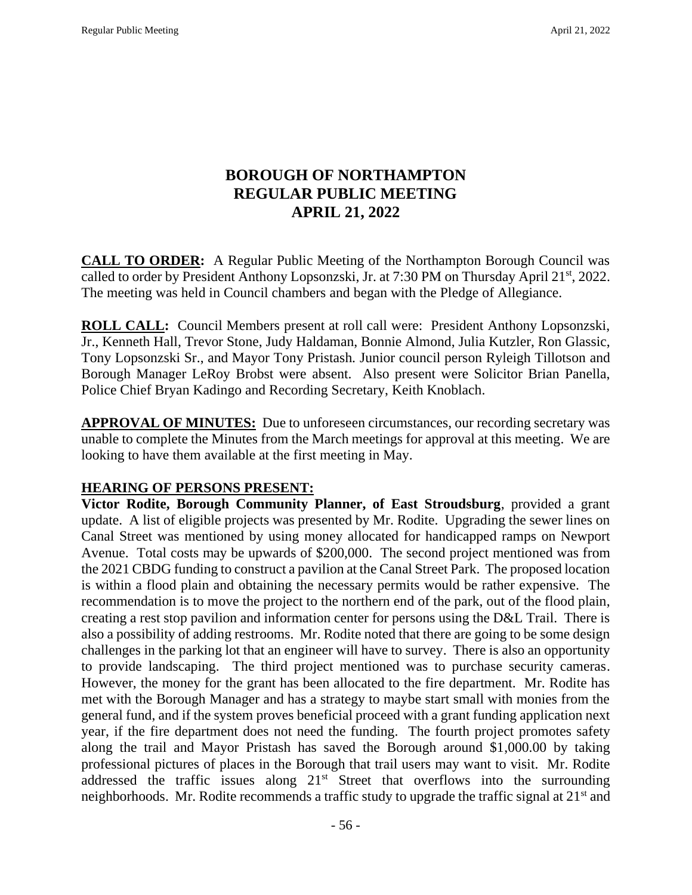# BOROUGH OF NORTHAMPTON
# REGULAR PUBLIC MEETING
# APRIL 21, 2022

**CALL TO ORDER:** A Regular Public Meeting of the Northampton Borough Council was called to order by President Anthony Lopsonzski, Jr. at 7:30 PM on Thursday April 21st, 2022. The meeting was held in Council chambers and began with the Pledge of Allegiance.

**ROLL CALL:** Council Members present at roll call were: President Anthony Lopsonzski, Jr., Kenneth Hall, Trevor Stone, Judy Haldaman, Bonnie Almond, Julia Kutzler, Ron Glassic, Tony Lopsonzski Sr., and Mayor Tony Pristash. Junior council person Ryleigh Tillotson and Borough Manager LeRoy Brobst were absent. Also present were Solicitor Brian Panella, Police Chief Bryan Kadingo and Recording Secretary, Keith Knoblach.

**APPROVAL OF MINUTES:** Due to unforeseen circumstances, our recording secretary was unable to complete the Minutes from the March meetings for approval at this meeting. We are looking to have them available at the first meeting in May.

**HEARING OF PERSONS PRESENT:**

**Victor Rodite, Borough Community Planner, of East Stroudsburg**, provided a grant update. A list of eligible projects was presented by Mr. Rodite. Upgrading the sewer lines on Canal Street was mentioned by using money allocated for handicapped ramps on Newport Avenue. Total costs may be upwards of $200,000. The second project mentioned was from the 2021 CBDG funding to construct a pavilion at the Canal Street Park. The proposed location is within a flood plain and obtaining the necessary permits would be rather expensive. The recommendation is to move the project to the northern end of the park, out of the flood plain, creating a rest stop pavilion and information center for persons using the D&L Trail. There is also a possibility of adding restrooms. Mr. Rodite noted that there are going to be some design challenges in the parking lot that an engineer will have to survey. There is also an opportunity to provide landscaping. The third project mentioned was to purchase security cameras. However, the money for the grant has been allocated to the fire department. Mr. Rodite has met with the Borough Manager and has a strategy to maybe start small with monies from the general fund, and if the system proves beneficial proceed with a grant funding application next year, if the fire department does not need the funding. The fourth project promotes safety along the trail and Mayor Pristash has saved the Borough around $1,000.00 by taking professional pictures of places in the Borough that trail users may want to visit. Mr. Rodite addressed the traffic issues along 21st Street that overflows into the surrounding neighborhoods. Mr. Rodite recommends a traffic study to upgrade the traffic signal at 21st and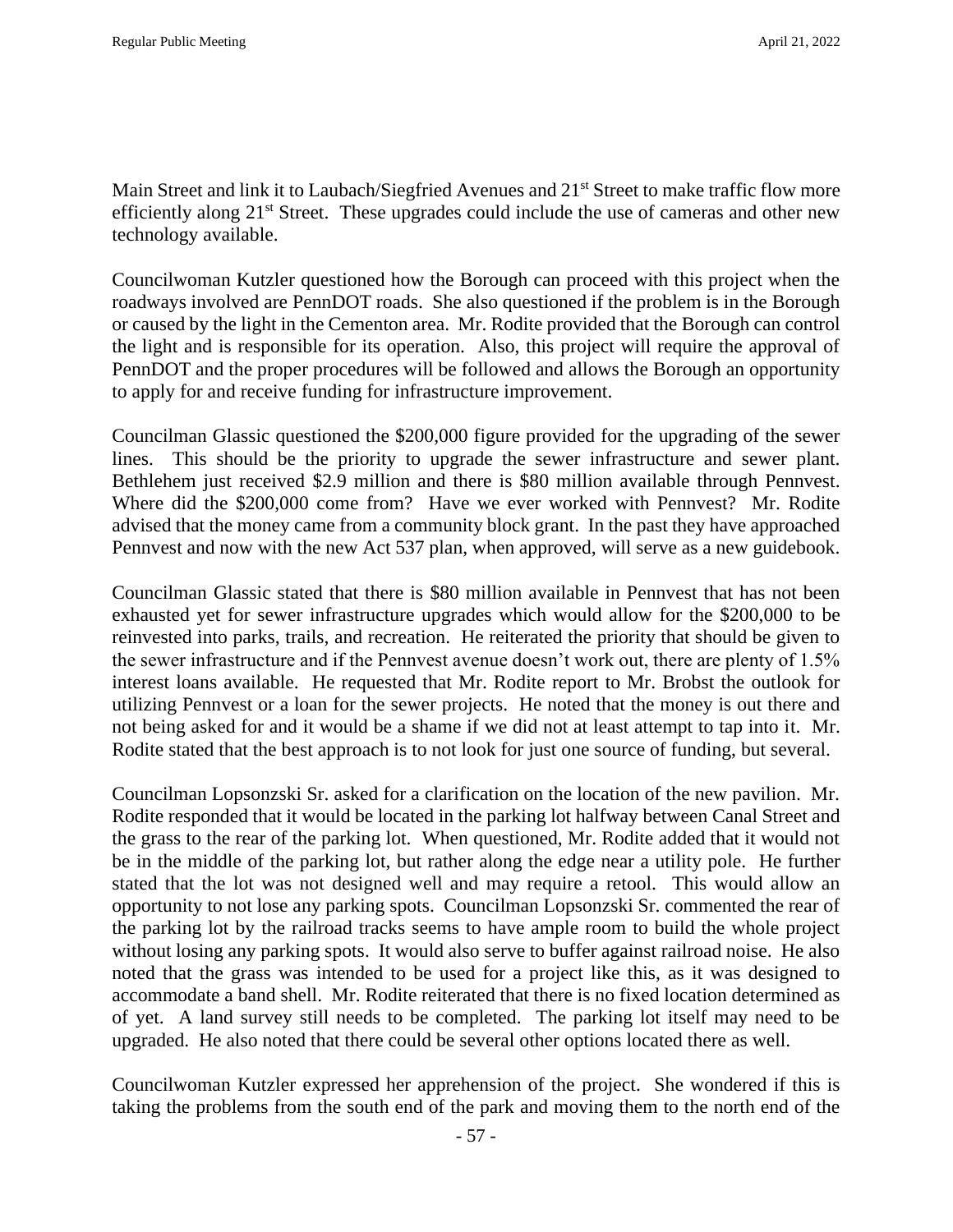Main Street and link it to Laubach/Siegfried Avenues and 21st Street to make traffic flow more efficiently along 21st Street. These upgrades could include the use of cameras and other new technology available.

Councilwoman Kutzler questioned how the Borough can proceed with this project when the roadways involved are PennDOT roads. She also questioned if the problem is in the Borough or caused by the light in the Cementon area. Mr. Rodite provided that the Borough can control the light and is responsible for its operation. Also, this project will require the approval of PennDOT and the proper procedures will be followed and allows the Borough an opportunity to apply for and receive funding for infrastructure improvement.

Councilman Glassic questioned the $200,000 figure provided for the upgrading of the sewer lines. This should be the priority to upgrade the sewer infrastructure and sewer plant. Bethlehem just received $2.9 million and there is $80 million available through Pennvest. Where did the $200,000 come from? Have we ever worked with Pennvest? Mr. Rodite advised that the money came from a community block grant. In the past they have approached Pennvest and now with the new Act 537 plan, when approved, will serve as a new guidebook.

Councilman Glassic stated that there is $80 million available in Pennvest that has not been exhausted yet for sewer infrastructure upgrades which would allow for the $200,000 to be reinvested into parks, trails, and recreation. He reiterated the priority that should be given to the sewer infrastructure and if the Pennvest avenue doesn't work out, there are plenty of 1.5% interest loans available. He requested that Mr. Rodite report to Mr. Brobst the outlook for utilizing Pennvest or a loan for the sewer projects. He noted that the money is out there and not being asked for and it would be a shame if we did not at least attempt to tap into it. Mr. Rodite stated that the best approach is to not look for just one source of funding, but several.

Councilman Lopsonzski Sr. asked for a clarification on the location of the new pavilion. Mr. Rodite responded that it would be located in the parking lot halfway between Canal Street and the grass to the rear of the parking lot. When questioned, Mr. Rodite added that it would not be in the middle of the parking lot, but rather along the edge near a utility pole. He further stated that the lot was not designed well and may require a retool. This would allow an opportunity to not lose any parking spots. Councilman Lopsonzski Sr. commented the rear of the parking lot by the railroad tracks seems to have ample room to build the whole project without losing any parking spots. It would also serve to buffer against railroad noise. He also noted that the grass was intended to be used for a project like this, as it was designed to accommodate a band shell. Mr. Rodite reiterated that there is no fixed location determined as of yet. A land survey still needs to be completed. The parking lot itself may need to be upgraded. He also noted that there could be several other options located there as well.

Councilwoman Kutzler expressed her apprehension of the project. She wondered if this is taking the problems from the south end of the park and moving them to the north end of the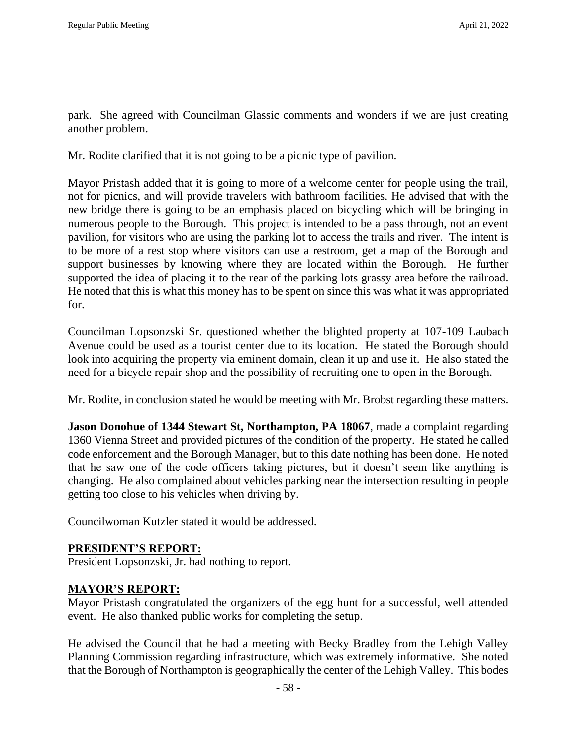park. She agreed with Councilman Glassic comments and wonders if we are just creating another problem.

Mr. Rodite clarified that it is not going to be a picnic type of pavilion.

Mayor Pristash added that it is going to more of a welcome center for people using the trail, not for picnics, and will provide travelers with bathroom facilities. He advised that with the new bridge there is going to be an emphasis placed on bicycling which will be bringing in numerous people to the Borough. This project is intended to be a pass through, not an event pavilion, for visitors who are using the parking lot to access the trails and river. The intent is to be more of a rest stop where visitors can use a restroom, get a map of the Borough and support businesses by knowing where they are located within the Borough. He further supported the idea of placing it to the rear of the parking lots grassy area before the railroad. He noted that this is what this money has to be spent on since this was what it was appropriated for.

Councilman Lopsonzski Sr. questioned whether the blighted property at 107-109 Laubach Avenue could be used as a tourist center due to its location. He stated the Borough should look into acquiring the property via eminent domain, clean it up and use it. He also stated the need for a bicycle repair shop and the possibility of recruiting one to open in the Borough.

Mr. Rodite, in conclusion stated he would be meeting with Mr. Brobst regarding these matters.

**Jason Donohue of 1344 Stewart St, Northampton, PA 18067**, made a complaint regarding 1360 Vienna Street and provided pictures of the condition of the property. He stated he called code enforcement and the Borough Manager, but to this date nothing has been done. He noted that he saw one of the code officers taking pictures, but it doesn't seem like anything is changing. He also complained about vehicles parking near the intersection resulting in people getting too close to his vehicles when driving by.

Councilwoman Kutzler stated it would be addressed.

## PRESIDENT'S REPORT:

President Lopsonzski, Jr. had nothing to report.

## MAYOR'S REPORT:

Mayor Pristash congratulated the organizers of the egg hunt for a successful, well attended event. He also thanked public works for completing the setup.

He advised the Council that he had a meeting with Becky Bradley from the Lehigh Valley Planning Commission regarding infrastructure, which was extremely informative. She noted that the Borough of Northampton is geographically the center of the Lehigh Valley. This bodes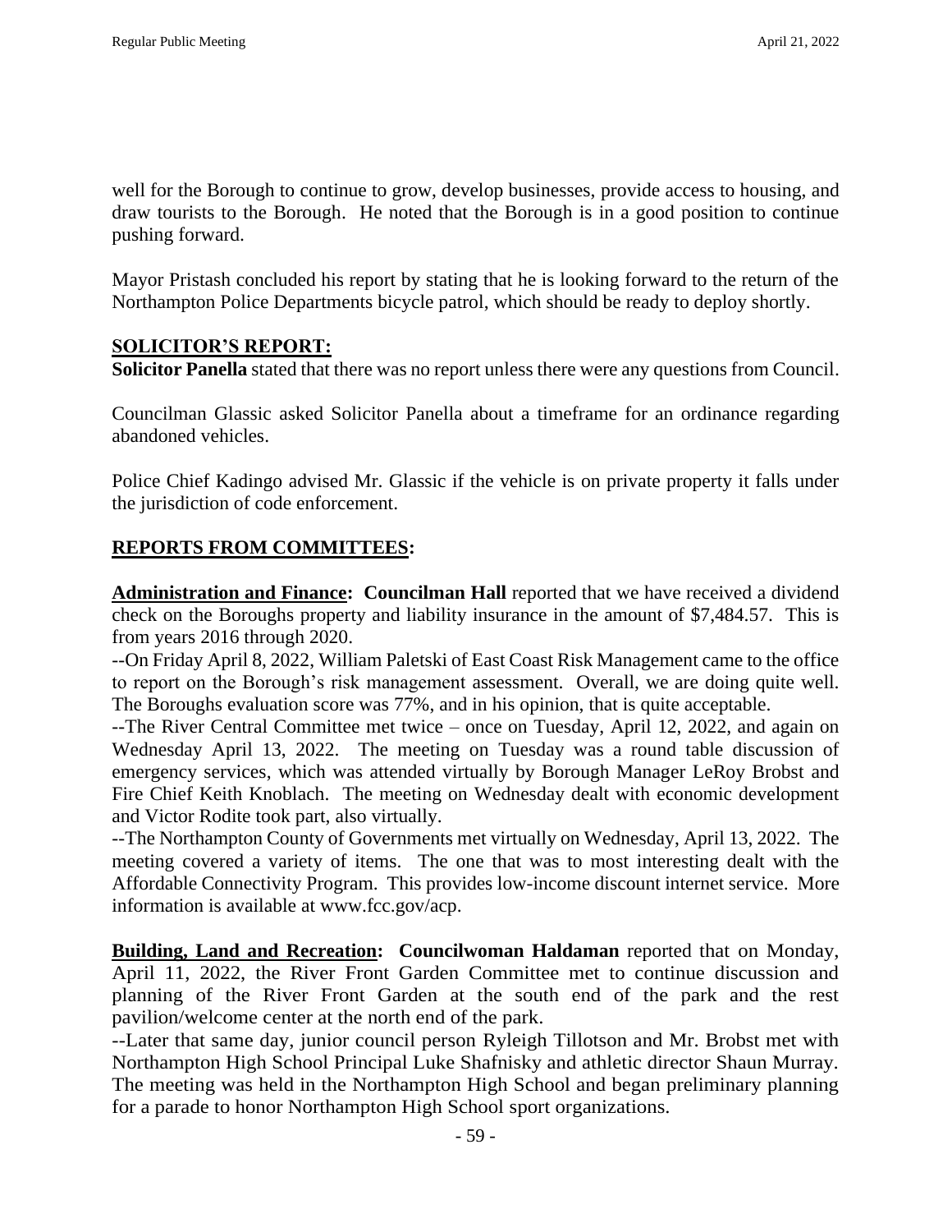well for the Borough to continue to grow, develop businesses, provide access to housing, and draw tourists to the Borough. He noted that the Borough is in a good position to continue pushing forward.

Mayor Pristash concluded his report by stating that he is looking forward to the return of the Northampton Police Departments bicycle patrol, which should be ready to deploy shortly.

## SOLICITOR'S REPORT:

**Solicitor Panella** stated that there was no report unless there were any questions from Council.

Councilman Glassic asked Solicitor Panella about a timeframe for an ordinance regarding abandoned vehicles.

Police Chief Kadingo advised Mr. Glassic if the vehicle is on private property it falls under the jurisdiction of code enforcement.

## REPORTS FROM COMMITTEES:

**Administration and Finance: Councilman Hall** reported that we have received a dividend check on the Boroughs property and liability insurance in the amount of $7,484.57. This is from years 2016 through 2020.

--On Friday April 8, 2022, William Paletski of East Coast Risk Management came to the office to report on the Borough's risk management assessment. Overall, we are doing quite well. The Boroughs evaluation score was 77%, and in his opinion, that is quite acceptable.

--The River Central Committee met twice – once on Tuesday, April 12, 2022, and again on Wednesday April 13, 2022. The meeting on Tuesday was a round table discussion of emergency services, which was attended virtually by Borough Manager LeRoy Brobst and Fire Chief Keith Knoblach. The meeting on Wednesday dealt with economic development and Victor Rodite took part, also virtually.

--The Northampton County of Governments met virtually on Wednesday, April 13, 2022. The meeting covered a variety of items. The one that was to most interesting dealt with the Affordable Connectivity Program. This provides low-income discount internet service. More information is available at www.fcc.gov/acp.

**Building, Land and Recreation: Councilwoman Haldaman** reported that on Monday, April 11, 2022, the River Front Garden Committee met to continue discussion and planning of the River Front Garden at the south end of the park and the rest pavilion/welcome center at the north end of the park.

--Later that same day, junior council person Ryleigh Tillotson and Mr. Brobst met with Northampton High School Principal Luke Shafnisky and athletic director Shaun Murray. The meeting was held in the Northampton High School and began preliminary planning for a parade to honor Northampton High School sport organizations.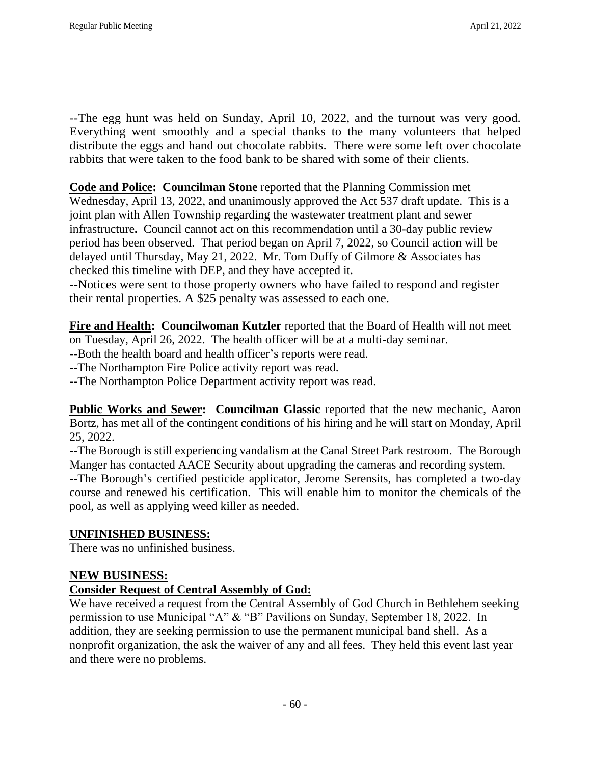--The egg hunt was held on Sunday, April 10, 2022, and the turnout was very good. Everything went smoothly and a special thanks to the many volunteers that helped distribute the eggs and hand out chocolate rabbits. There were some left over chocolate rabbits that were taken to the food bank to be shared with some of their clients.

**Code and Police:** **Councilman Stone** reported that the Planning Commission met Wednesday, April 13, 2022, and unanimously approved the Act 537 draft update. This is a joint plan with Allen Township regarding the wastewater treatment plant and sewer infrastructure**.** Council cannot act on this recommendation until a 30-day public review period has been observed. That period began on April 7, 2022, so Council action will be delayed until Thursday, May 21, 2022. Mr. Tom Duffy of Gilmore & Associates has checked this timeline with DEP, and they have accepted it.
--Notices were sent to those property owners who have failed to respond and register their rental properties. A $25 penalty was assessed to each one.

**Fire and Health:** **Councilwoman Kutzler** reported that the Board of Health will not meet on Tuesday, April 26, 2022. The health officer will be at a multi-day seminar.
--Both the health board and health officer's reports were read.
--The Northampton Fire Police activity report was read.
--The Northampton Police Department activity report was read.

**Public Works and Sewer:** **Councilman Glassic** reported that the new mechanic, Aaron Bortz, has met all of the contingent conditions of his hiring and he will start on Monday, April 25, 2022.
--The Borough is still experiencing vandalism at the Canal Street Park restroom. The Borough Manger has contacted AACE Security about upgrading the cameras and recording system.
--The Borough's certified pesticide applicator, Jerome Serensits, has completed a two-day course and renewed his certification. This will enable him to monitor the chemicals of the pool, as well as applying weed killer as needed.

## UNFINISHED BUSINESS:

There was no unfinished business.

## NEW BUSINESS:

### Consider Request of Central Assembly of God:

We have received a request from the Central Assembly of God Church in Bethlehem seeking permission to use Municipal "A" & "B" Pavilions on Sunday, September 18, 2022. In addition, they are seeking permission to use the permanent municipal band shell. As a nonprofit organization, the ask the waiver of any and all fees. They held this event last year and there were no problems.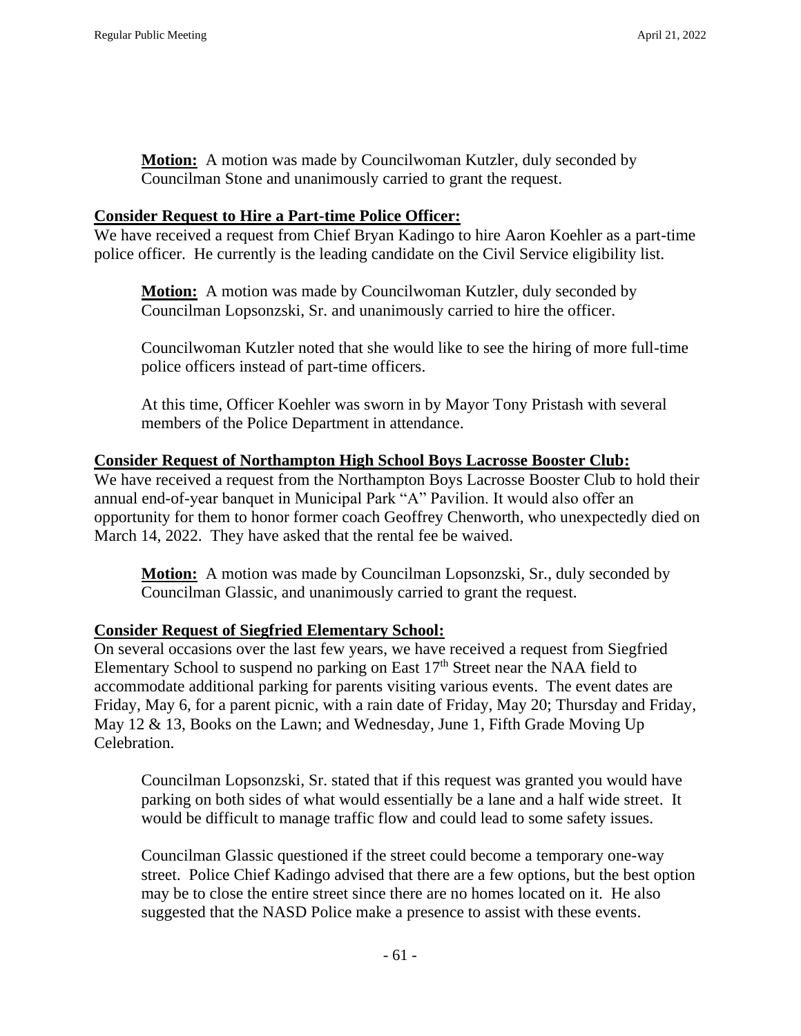**Motion:** A motion was made by Councilwoman Kutzler, duly seconded by Councilman Stone and unanimously carried to grant the request.

**Consider Request to Hire a Part-time Police Officer:**

We have received a request from Chief Bryan Kadingo to hire Aaron Koehler as a part-time police officer. He currently is the leading candidate on the Civil Service eligibility list.

**Motion:** A motion was made by Councilwoman Kutzler, duly seconded by Councilman Lopsonzski, Sr. and unanimously carried to hire the officer.

Councilwoman Kutzler noted that she would like to see the hiring of more full-time police officers instead of part-time officers.

At this time, Officer Koehler was sworn in by Mayor Tony Pristash with several members of the Police Department in attendance.

**Consider Request of Northampton High School Boys Lacrosse Booster Club:**

We have received a request from the Northampton Boys Lacrosse Booster Club to hold their annual end-of-year banquet in Municipal Park "A" Pavilion. It would also offer an opportunity for them to honor former coach Geoffrey Chenworth, who unexpectedly died on March 14, 2022. They have asked that the rental fee be waived.

**Motion:** A motion was made by Councilman Lopsonzski, Sr., duly seconded by Councilman Glassic, and unanimously carried to grant the request.

**Consider Request of Siegfried Elementary School:**

On several occasions over the last few years, we have received a request from Siegfried Elementary School to suspend no parking on East 17th Street near the NAA field to accommodate additional parking for parents visiting various events. The event dates are Friday, May 6, for a parent picnic, with a rain date of Friday, May 20; Thursday and Friday, May 12 & 13, Books on the Lawn; and Wednesday, June 1, Fifth Grade Moving Up Celebration.

Councilman Lopsonzski, Sr. stated that if this request was granted you would have parking on both sides of what would essentially be a lane and a half wide street. It would be difficult to manage traffic flow and could lead to some safety issues.

Councilman Glassic questioned if the street could become a temporary one-way street. Police Chief Kadingo advised that there are a few options, but the best option may be to close the entire street since there are no homes located on it. He also suggested that the NASD Police make a presence to assist with these events.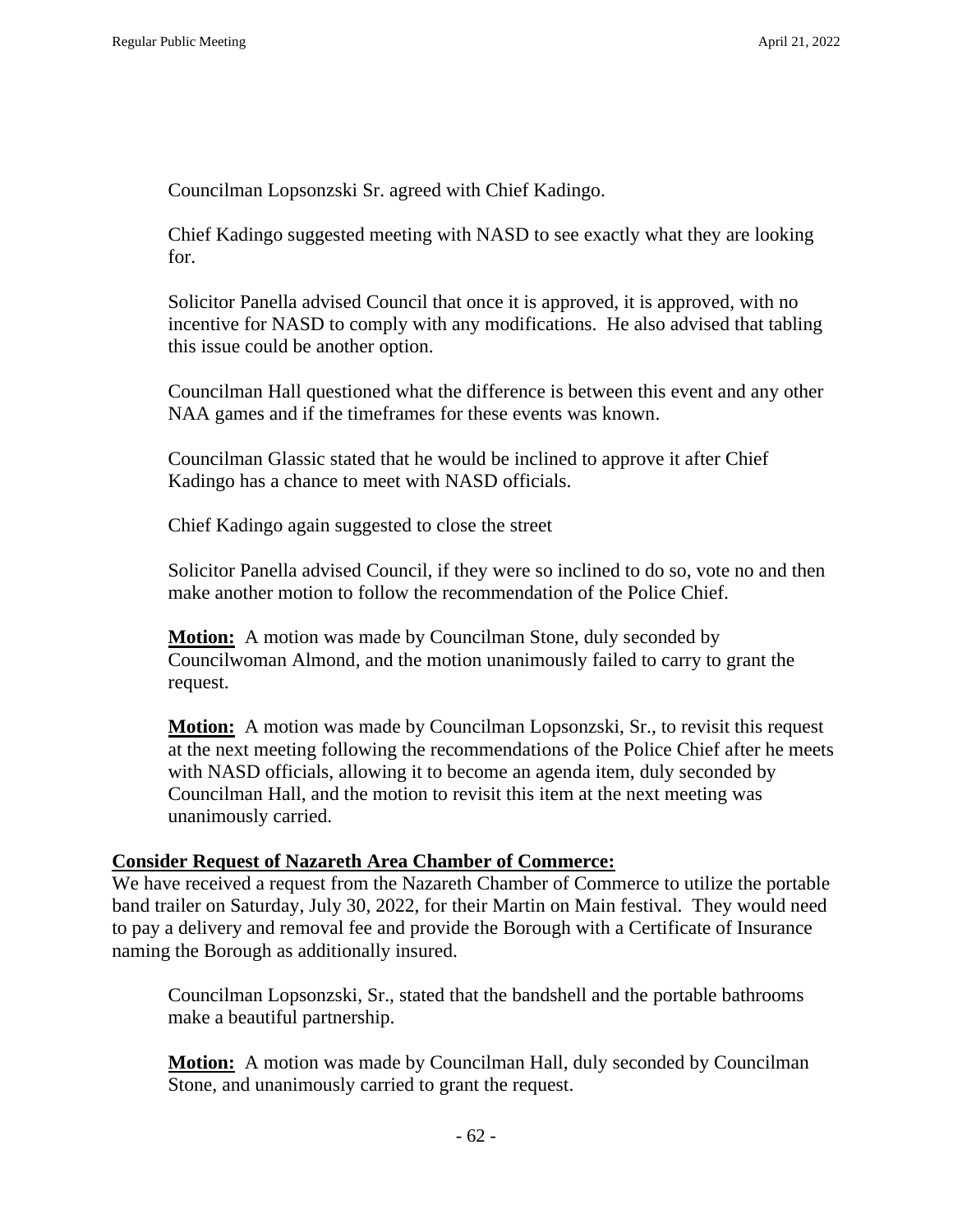Councilman Lopsonzski Sr. agreed with Chief Kadingo.

Chief Kadingo suggested meeting with NASD to see exactly what they are looking for.

Solicitor Panella advised Council that once it is approved, it is approved, with no incentive for NASD to comply with any modifications. He also advised that tabling this issue could be another option.

Councilman Hall questioned what the difference is between this event and any other NAA games and if the timeframes for these events was known.

Councilman Glassic stated that he would be inclined to approve it after Chief Kadingo has a chance to meet with NASD officials.

Chief Kadingo again suggested to close the street

Solicitor Panella advised Council, if they were so inclined to do so, vote no and then make another motion to follow the recommendation of the Police Chief.

**Motion:** A motion was made by Councilman Stone, duly seconded by Councilwoman Almond, and the motion unanimously failed to carry to grant the request.

**Motion:** A motion was made by Councilman Lopsonzski, Sr., to revisit this request at the next meeting following the recommendations of the Police Chief after he meets with NASD officials, allowing it to become an agenda item, duly seconded by Councilman Hall, and the motion to revisit this item at the next meeting was unanimously carried.

**Consider Request of Nazareth Area Chamber of Commerce:**

We have received a request from the Nazareth Chamber of Commerce to utilize the portable band trailer on Saturday, July 30, 2022, for their Martin on Main festival. They would need to pay a delivery and removal fee and provide the Borough with a Certificate of Insurance naming the Borough as additionally insured.

Councilman Lopsonzski, Sr., stated that the bandshell and the portable bathrooms make a beautiful partnership.

**Motion:** A motion was made by Councilman Hall, duly seconded by Councilman Stone, and unanimously carried to grant the request.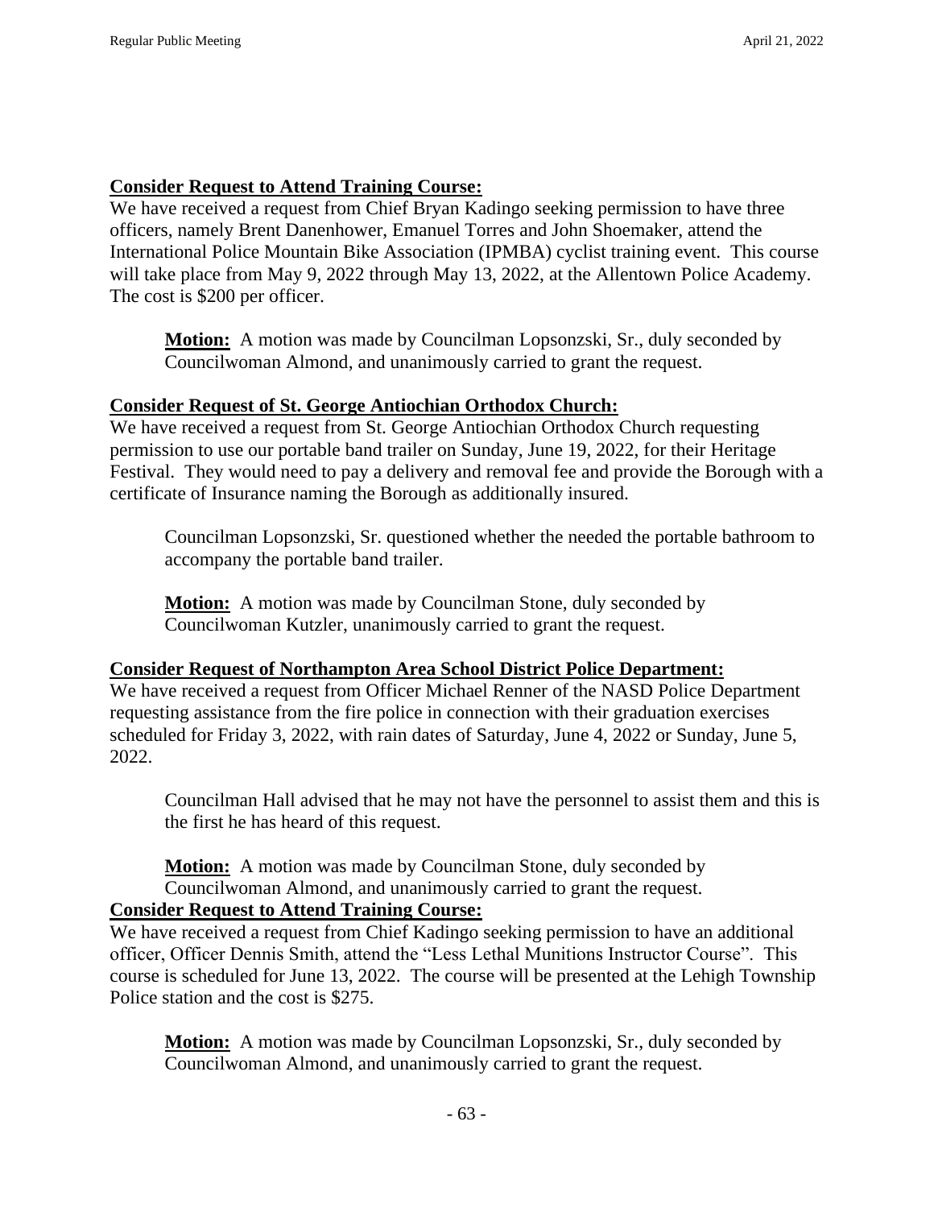**Consider Request to Attend Training Course:**

We have received a request from Chief Bryan Kadingo seeking permission to have three officers, namely Brent Danenhower, Emanuel Torres and John Shoemaker, attend the International Police Mountain Bike Association (IPMBA) cyclist training event. This course will take place from May 9, 2022 through May 13, 2022, at the Allentown Police Academy. The cost is $200 per officer.

> **Motion:** A motion was made by Councilman Lopsonzski, Sr., duly seconded by Councilwoman Almond, and unanimously carried to grant the request.

**Consider Request of St. George Antiochian Orthodox Church:**

We have received a request from St. George Antiochian Orthodox Church requesting permission to use our portable band trailer on Sunday, June 19, 2022, for their Heritage Festival. They would need to pay a delivery and removal fee and provide the Borough with a certificate of Insurance naming the Borough as additionally insured.

> Councilman Lopsonzski, Sr. questioned whether the needed the portable bathroom to accompany the portable band trailer.
>
> **Motion:** A motion was made by Councilman Stone, duly seconded by Councilwoman Kutzler, unanimously carried to grant the request.

**Consider Request of Northampton Area School District Police Department:**

We have received a request from Officer Michael Renner of the NASD Police Department requesting assistance from the fire police in connection with their graduation exercises scheduled for Friday 3, 2022, with rain dates of Saturday, June 4, 2022 or Sunday, June 5, 2022.

> Councilman Hall advised that he may not have the personnel to assist them and this is the first he has heard of this request.
>
> **Motion:** A motion was made by Councilman Stone, duly seconded by Councilwoman Almond, and unanimously carried to grant the request.

**Consider Request to Attend Training Course:**

We have received a request from Chief Kadingo seeking permission to have an additional officer, Officer Dennis Smith, attend the "Less Lethal Munitions Instructor Course". This course is scheduled for June 13, 2022. The course will be presented at the Lehigh Township Police station and the cost is $275.

> **Motion:** A motion was made by Councilman Lopsonzski, Sr., duly seconded by Councilwoman Almond, and unanimously carried to grant the request.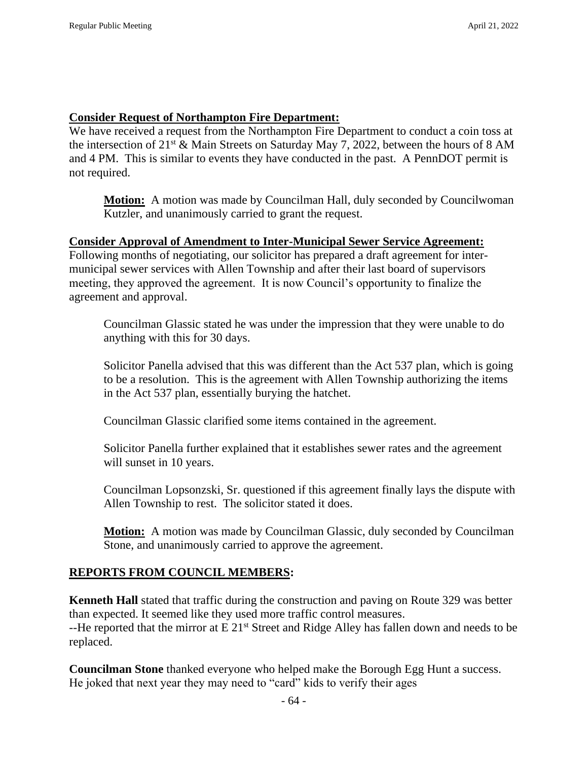**Consider Request of Northampton Fire Department:**

We have received a request from the Northampton Fire Department to conduct a coin toss at the intersection of 21st & Main Streets on Saturday May 7, 2022, between the hours of 8 AM and 4 PM. This is similar to events they have conducted in the past. A PennDOT permit is not required.

> **Motion:** A motion was made by Councilman Hall, duly seconded by Councilwoman Kutzler, and unanimously carried to grant the request.

**Consider Approval of Amendment to Inter-Municipal Sewer Service Agreement:**

Following months of negotiating, our solicitor has prepared a draft agreement for inter-municipal sewer services with Allen Township and after their last board of supervisors meeting, they approved the agreement. It is now Council's opportunity to finalize the agreement and approval.

> Councilman Glassic stated he was under the impression that they were unable to do anything with this for 30 days.
>
> Solicitor Panella advised that this was different than the Act 537 plan, which is going to be a resolution. This is the agreement with Allen Township authorizing the items in the Act 537 plan, essentially burying the hatchet.
>
> Councilman Glassic clarified some items contained in the agreement.
>
> Solicitor Panella further explained that it establishes sewer rates and the agreement will sunset in 10 years.
>
> Councilman Lopsonzski, Sr. questioned if this agreement finally lays the dispute with Allen Township to rest. The solicitor stated it does.
>
> **Motion:** A motion was made by Councilman Glassic, duly seconded by Councilman Stone, and unanimously carried to approve the agreement.

## REPORTS FROM COUNCIL MEMBERS:

**Kenneth Hall** stated that traffic during the construction and paving on Route 329 was better than expected. It seemed like they used more traffic control measures.
--He reported that the mirror at E 21st Street and Ridge Alley has fallen down and needs to be replaced.

**Councilman Stone** thanked everyone who helped make the Borough Egg Hunt a success. He joked that next year they may need to "card" kids to verify their ages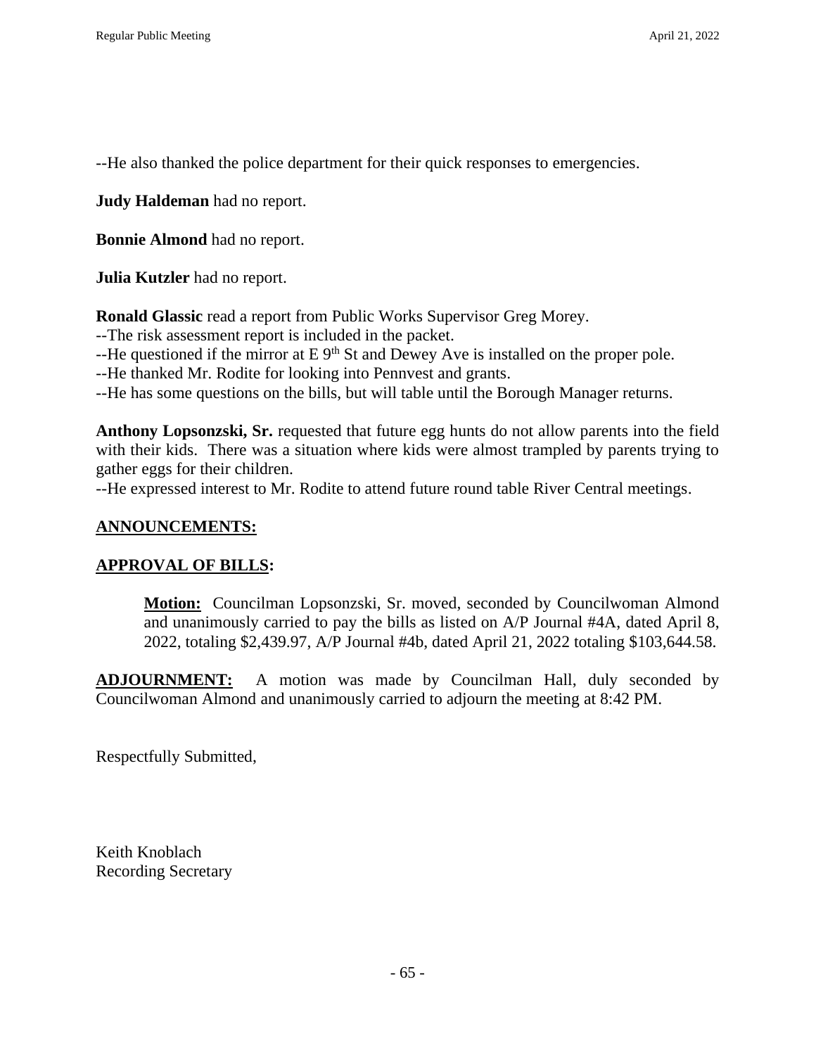--He also thanked the police department for their quick responses to emergencies.

**Judy Haldeman** had no report.

**Bonnie Almond** had no report.

**Julia Kutzler** had no report.

**Ronald Glassic** read a report from Public Works Supervisor Greg Morey.
--The risk assessment report is included in the packet.
--He questioned if the mirror at E 9th St and Dewey Ave is installed on the proper pole.
--He thanked Mr. Rodite for looking into Pennvest and grants.
--He has some questions on the bills, but will table until the Borough Manager returns.

**Anthony Lopsonzski, Sr.** requested that future egg hunts do not allow parents into the field with their kids. There was a situation where kids were almost trampled by parents trying to gather eggs for their children.
--He expressed interest to Mr. Rodite to attend future round table River Central meetings.

**ANNOUNCEMENTS:**

**APPROVAL OF BILLS:**

> **Motion:** Councilman Lopsonzski, Sr. moved, seconded by Councilwoman Almond and unanimously carried to pay the bills as listed on A/P Journal #4A, dated April 8, 2022, totaling $2,439.97, A/P Journal #4b, dated April 21, 2022 totaling $103,644.58.

**ADJOURNMENT:** A motion was made by Councilman Hall, duly seconded by Councilwoman Almond and unanimously carried to adjourn the meeting at 8:42 PM.

Respectfully Submitted,

Keith Knoblach
Recording Secretary